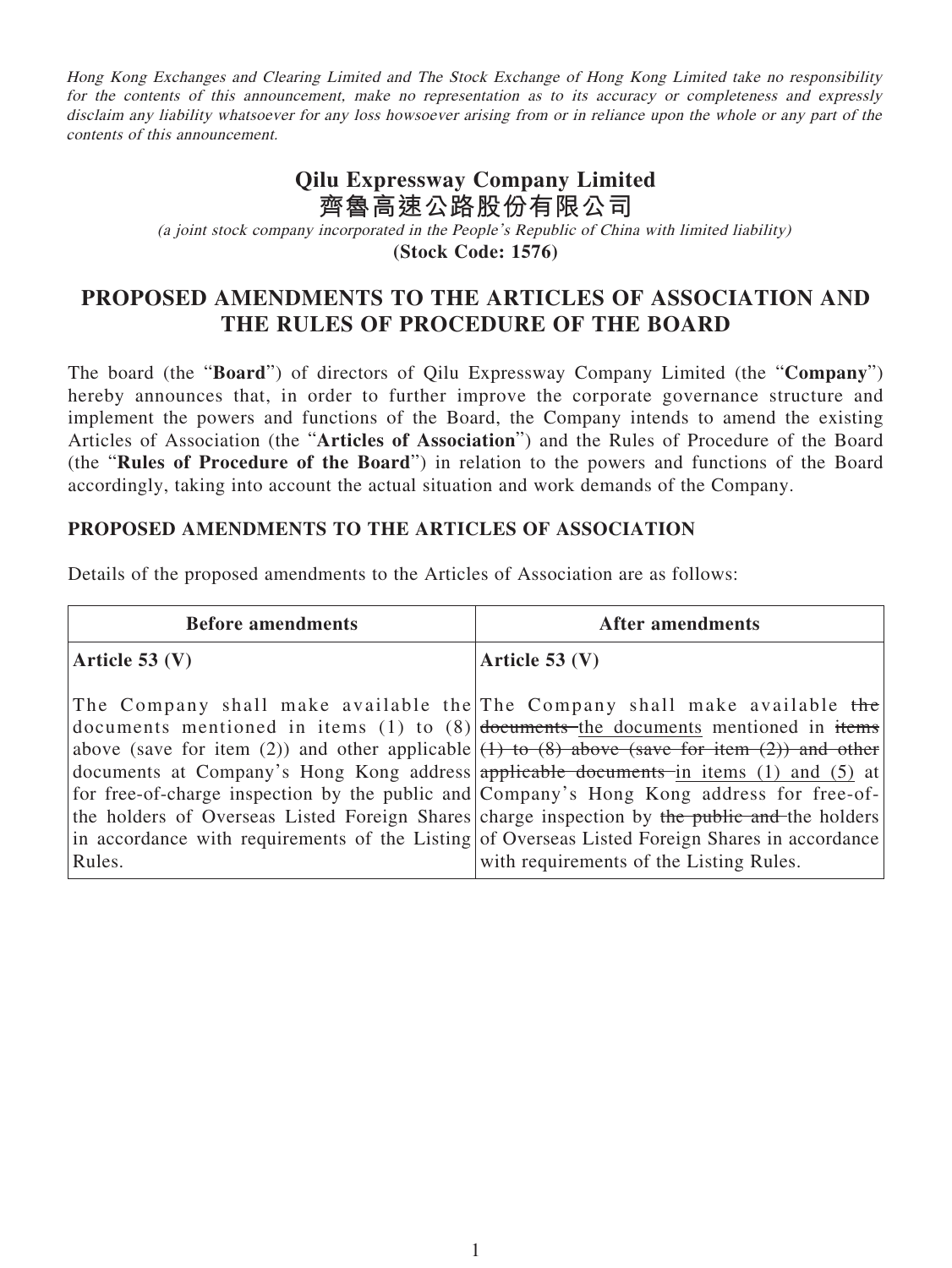*Hong Kong Exchanges and Clearing Limited and The Stock Exchange of Hong Kong Limited take no responsibility for the contents of this announcement, make no representation as to its accuracy or completeness and expressly disclaim any liability whatsoever for any loss howsoever arising from or in reliance upon the whole or any part of the contents of this announcement.*

# Qilu Expressway Company Limited
# 齊魯高速公路股份有限公司

*(a joint stock company incorporated in the People's Republic of China with limited liability)*

**(Stock Code: 1576)**

## PROPOSED AMENDMENTS TO THE ARTICLES OF ASSOCIATION AND THE RULES OF PROCEDURE OF THE BOARD

The board (the "**Board**") of directors of Qilu Expressway Company Limited (the "**Company**") hereby announces that, in order to further improve the corporate governance structure and implement the powers and functions of the Board, the Company intends to amend the existing Articles of Association (the "**Articles of Association**") and the Rules of Procedure of the Board (the "**Rules of Procedure of the Board**") in relation to the powers and functions of the Board accordingly, taking into account the actual situation and work demands of the Company.

### PROPOSED AMENDMENTS TO THE ARTICLES OF ASSOCIATION

Details of the proposed amendments to the Articles of Association are as follows:

| Before amendments | After amendments |
|---|---|
| **Article 53 (V)**<br><br>The Company shall make available the documents mentioned in items (1) to (8) above (save for item (2)) and other applicable documents at Company's Hong Kong address for free-of-charge inspection by the public and the holders of Overseas Listed Foreign Shares in accordance with requirements of the Listing Rules. | **Article 53 (V)**<br><br>The Company shall make available ~~the documents~~ <u>the documents</u> mentioned in ~~items (1) to (8) above (save for item (2)) and other applicable documents~~ <u>in items (1) and (5)</u> at Company's Hong Kong address for free-of-charge inspection by ~~the public and~~ the holders of Overseas Listed Foreign Shares in accordance with requirements of the Listing Rules. |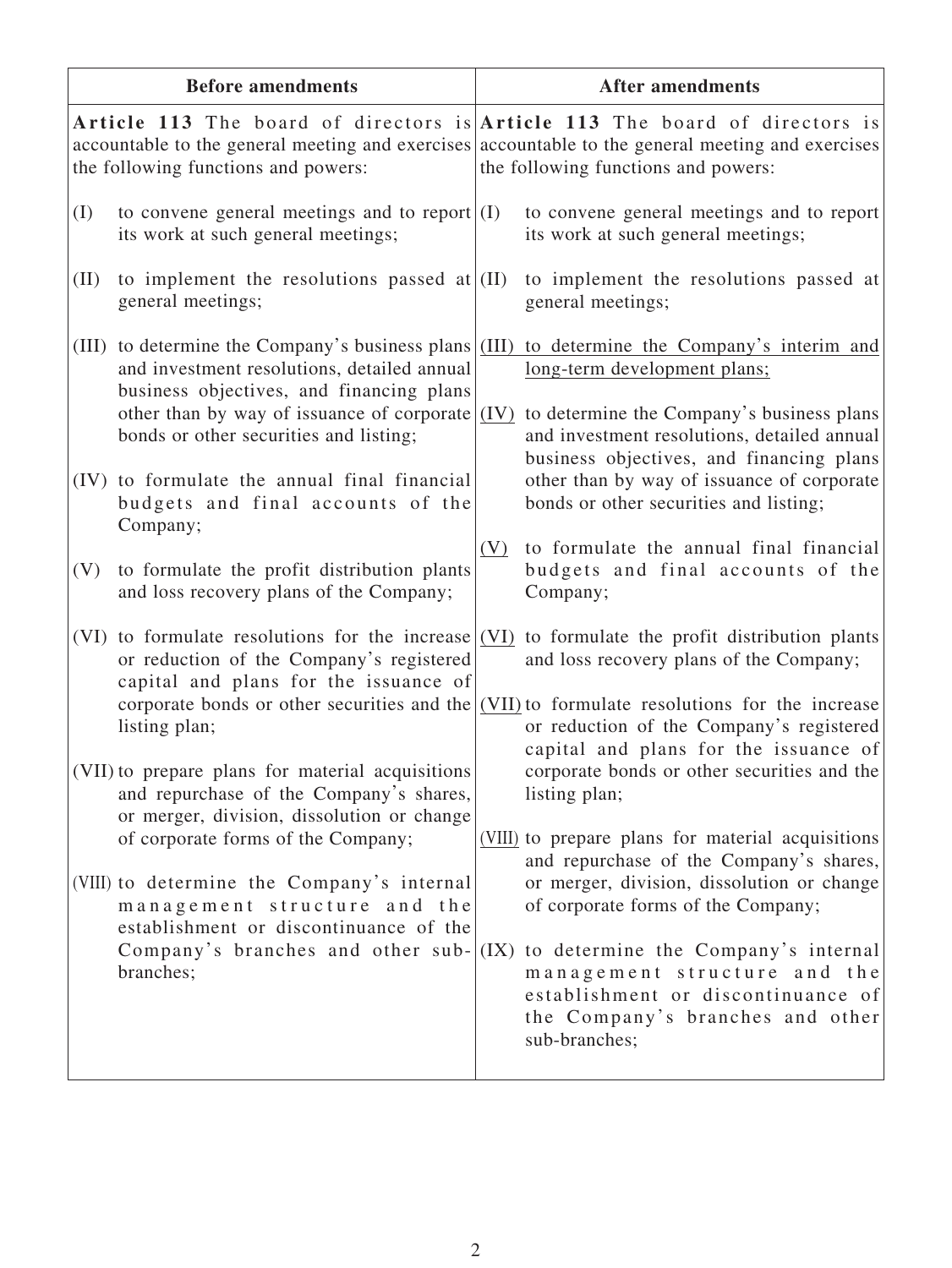| Before amendments | After amendments |
|---|---|
| **Article 113** The board of directors is accountable to the general meeting and exercises the following functions and powers: | **Article 113** The board of directors is accountable to the general meeting and exercises the following functions and powers: |
| (I) to convene general meetings and to report its work at such general meetings; | (I) to convene general meetings and to report its work at such general meetings; |
| (II) to implement the resolutions passed at general meetings; | (II) to implement the resolutions passed at general meetings; |
| (III) to determine the Company's business plans and investment resolutions, detailed annual business objectives, and financing plans other than by way of issuance of corporate bonds or other securities and listing; | (III) to determine the Company's interim and long-term development plans; |
| | (IV) to determine the Company's business plans and investment resolutions, detailed annual business objectives, and financing plans other than by way of issuance of corporate bonds or other securities and listing; |
| (IV) to formulate the annual final financial budgets and final accounts of the Company; | (V) to formulate the annual final financial budgets and final accounts of the Company; |
| (V) to formulate the profit distribution plants and loss recovery plans of the Company; | (VI) to formulate the profit distribution plants and loss recovery plans of the Company; |
| (VI) to formulate resolutions for the increase or reduction of the Company's registered capital and plans for the issuance of corporate bonds or other securities and the listing plan; | (VII) to formulate resolutions for the increase or reduction of the Company's registered capital and plans for the issuance of corporate bonds or other securities and the listing plan; |
| (VII) to prepare plans for material acquisitions and repurchase of the Company's shares, or merger, division, dissolution or change of corporate forms of the Company; | (VIII) to prepare plans for material acquisitions and repurchase of the Company's shares, or merger, division, dissolution or change of corporate forms of the Company; |
| (VIII) to determine the Company's internal management structure and the establishment or discontinuance of the Company's branches and other sub-branches; | (IX) to determine the Company's internal management structure and the establishment or discontinuance of the Company's branches and other sub-branches; |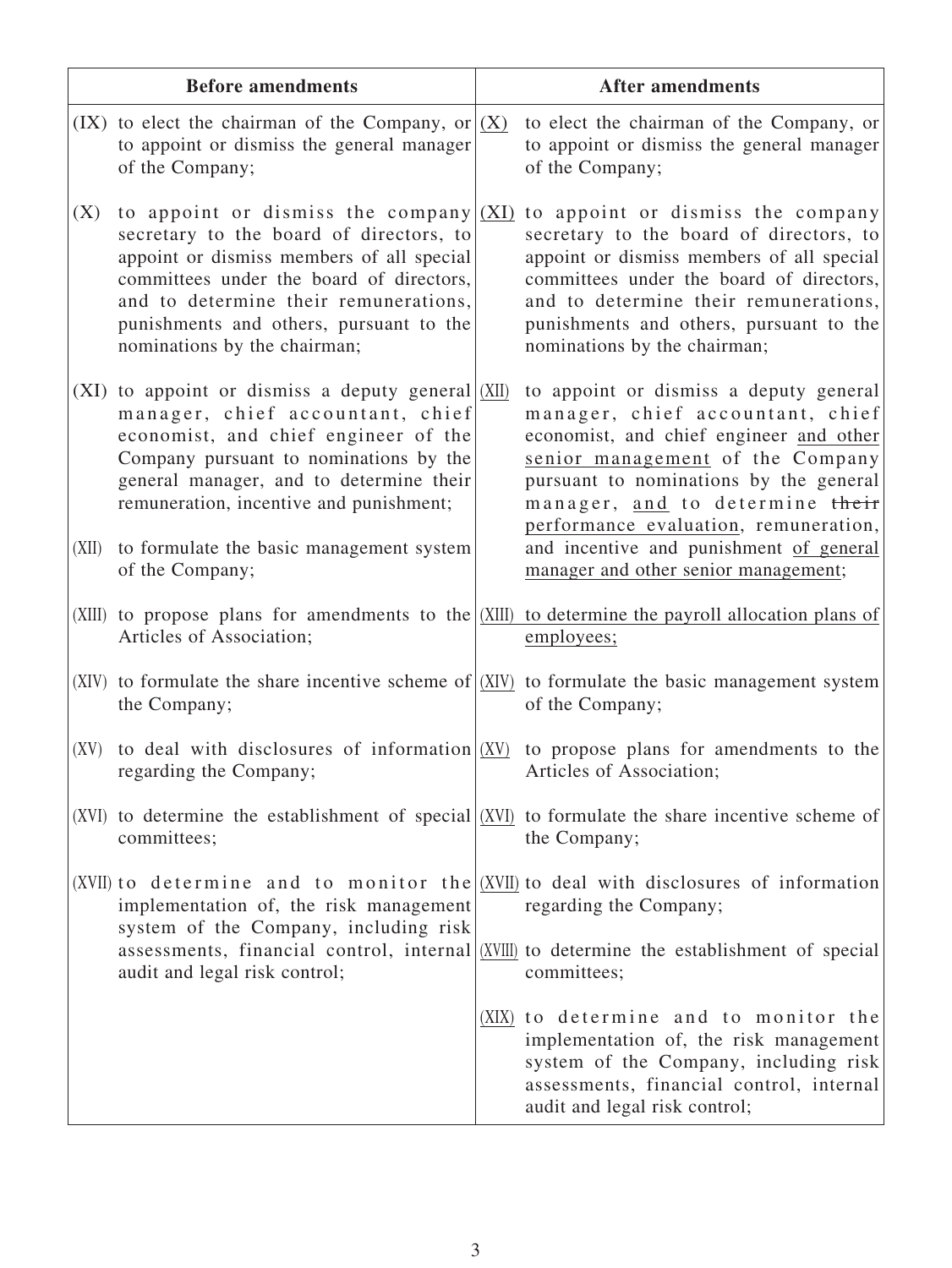| Before amendments | After amendments |
|---|---|
| (IX) to elect the chairman of the Company, or to appoint or dismiss the general manager of the Company; | <u>(X)</u> to elect the chairman of the Company, or to appoint or dismiss the general manager of the Company; |
| (X) to appoint or dismiss the company secretary to the board of directors, to appoint or dismiss members of all special committees under the board of directors, and to determine their remunerations, punishments and others, pursuant to the nominations by the chairman; | <u>(XI)</u> to appoint or dismiss the company secretary to the board of directors, to appoint or dismiss members of all special committees under the board of directors, and to determine their remunerations, punishments and others, pursuant to the nominations by the chairman; |
| (XI) to appoint or dismiss a deputy general manager, chief accountant, chief economist, and chief engineer of the Company pursuant to nominations by the general manager, and to determine their remuneration, incentive and punishment;<br><br>(XII) to formulate the basic management system of the Company; | <u>(XII)</u> to appoint or dismiss a deputy general manager, chief accountant, chief economist, and chief engineer <u>and other senior management</u> of the Company pursuant to nominations by the general manager, <u>and</u> to determine ~~their~~ <u>performance evaluation</u>, remuneration, and incentive and punishment <u>of general manager and other senior management</u>; |
| (XIII) to propose plans for amendments to the Articles of Association; | <u>(XIII)</u> <u>to determine the payroll allocation plans of employees;</u> |
| (XIV) to formulate the share incentive scheme of the Company; | <u>(XIV)</u> to formulate the basic management system of the Company; |
| (XV) to deal with disclosures of information regarding the Company; | <u>(XV)</u> to propose plans for amendments to the Articles of Association; |
| (XVI) to determine the establishment of special committees; | <u>(XVI)</u> to formulate the share incentive scheme of the Company; |
| (XVII) to determine and to monitor the implementation of, the risk management system of the Company, including risk assessments, financial control, internal audit and legal risk control; | <u>(XVII)</u> to deal with disclosures of information regarding the Company;<br><br><u>(XVIII)</u> to determine the establishment of special committees; |
| | <u>(XIX)</u> to determine and to monitor the implementation of, the risk management system of the Company, including risk assessments, financial control, internal audit and legal risk control; |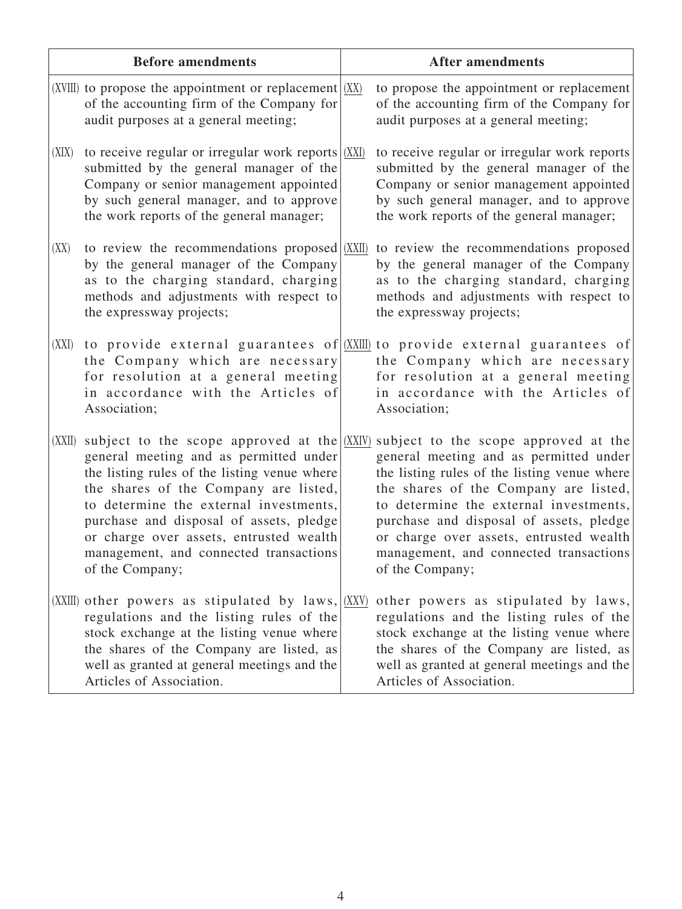| Before amendments | After amendments |
|---|---|
| (XVIII) to propose the appointment or replacement of the accounting firm of the Company for audit purposes at a general meeting; | (XX) to propose the appointment or replacement of the accounting firm of the Company for audit purposes at a general meeting; |
| (XIX) to receive regular or irregular work reports submitted by the general manager of the Company or senior management appointed by such general manager, and to approve the work reports of the general manager; | (XXI) to receive regular or irregular work reports submitted by the general manager of the Company or senior management appointed by such general manager, and to approve the work reports of the general manager; |
| (XX) to review the recommendations proposed by the general manager of the Company as to the charging standard, charging methods and adjustments with respect to the expressway projects; | (XXII) to review the recommendations proposed by the general manager of the Company as to the charging standard, charging methods and adjustments with respect to the expressway projects; |
| (XXI) to provide external guarantees of the Company which are necessary for resolution at a general meeting in accordance with the Articles of Association; | (XXIII) to provide external guarantees of the Company which are necessary for resolution at a general meeting in accordance with the Articles of Association; |
| (XXII) subject to the scope approved at the general meeting and as permitted under the listing rules of the listing venue where the shares of the Company are listed, to determine the external investments, purchase and disposal of assets, pledge or charge over assets, entrusted wealth management, and connected transactions of the Company; | (XXIV) subject to the scope approved at the general meeting and as permitted under the listing rules of the listing venue where the shares of the Company are listed, to determine the external investments, purchase and disposal of assets, pledge or charge over assets, entrusted wealth management, and connected transactions of the Company; |
| (XXIII) other powers as stipulated by laws, regulations and the listing rules of the stock exchange at the listing venue where the shares of the Company are listed, as well as granted at general meetings and the Articles of Association. | (XXV) other powers as stipulated by laws, regulations and the listing rules of the stock exchange at the listing venue where the shares of the Company are listed, as well as granted at general meetings and the Articles of Association. |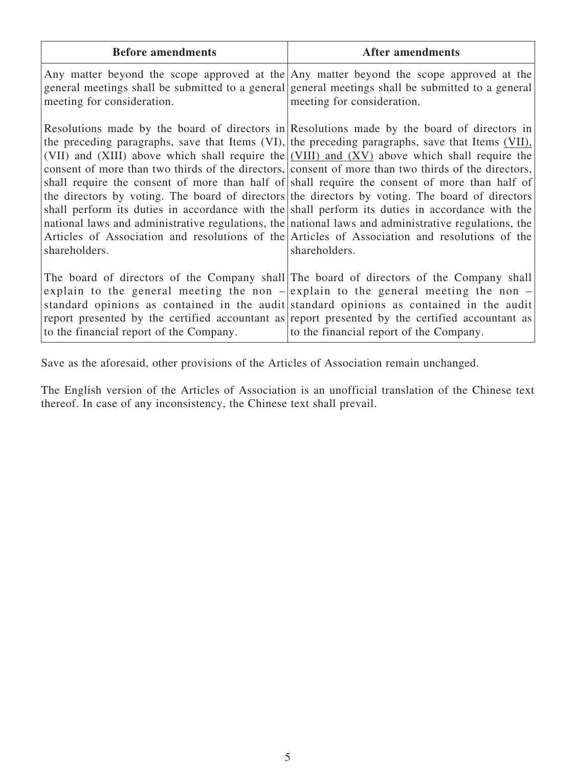| Before amendments | After amendments |
|---|---|
| Any matter beyond the scope approved at the general meetings shall be submitted to a general meeting for consideration.<br><br>Resolutions made by the board of directors in the preceding paragraphs, save that Items (VI), (VII) and (XIII) above which shall require the consent of more than two thirds of the directors, shall require the consent of more than half of the directors by voting. The board of directors shall perform its duties in accordance with the national laws and administrative regulations, the Articles of Association and resolutions of the shareholders.<br><br>The board of directors of the Company shall explain to the general meeting the non – standard opinions as contained in the audit report presented by the certified accountant as to the financial report of the Company. | Any matter beyond the scope approved at the general meetings shall be submitted to a general meeting for consideration.<br><br>Resolutions made by the board of directors in the preceding paragraphs, save that Items <u>(VII), (VIII) and (XV)</u> above which shall require the consent of more than two thirds of the directors, shall require the consent of more than half of the directors by voting. The board of directors shall perform its duties in accordance with the national laws and administrative regulations, the Articles of Association and resolutions of the shareholders.<br><br>The board of directors of the Company shall explain to the general meeting the non – standard opinions as contained in the audit report presented by the certified accountant as to the financial report of the Company. |

Save as the aforesaid, other provisions of the Articles of Association remain unchanged.

The English version of the Articles of Association is an unofficial translation of the Chinese text thereof. In case of any inconsistency, the Chinese text shall prevail.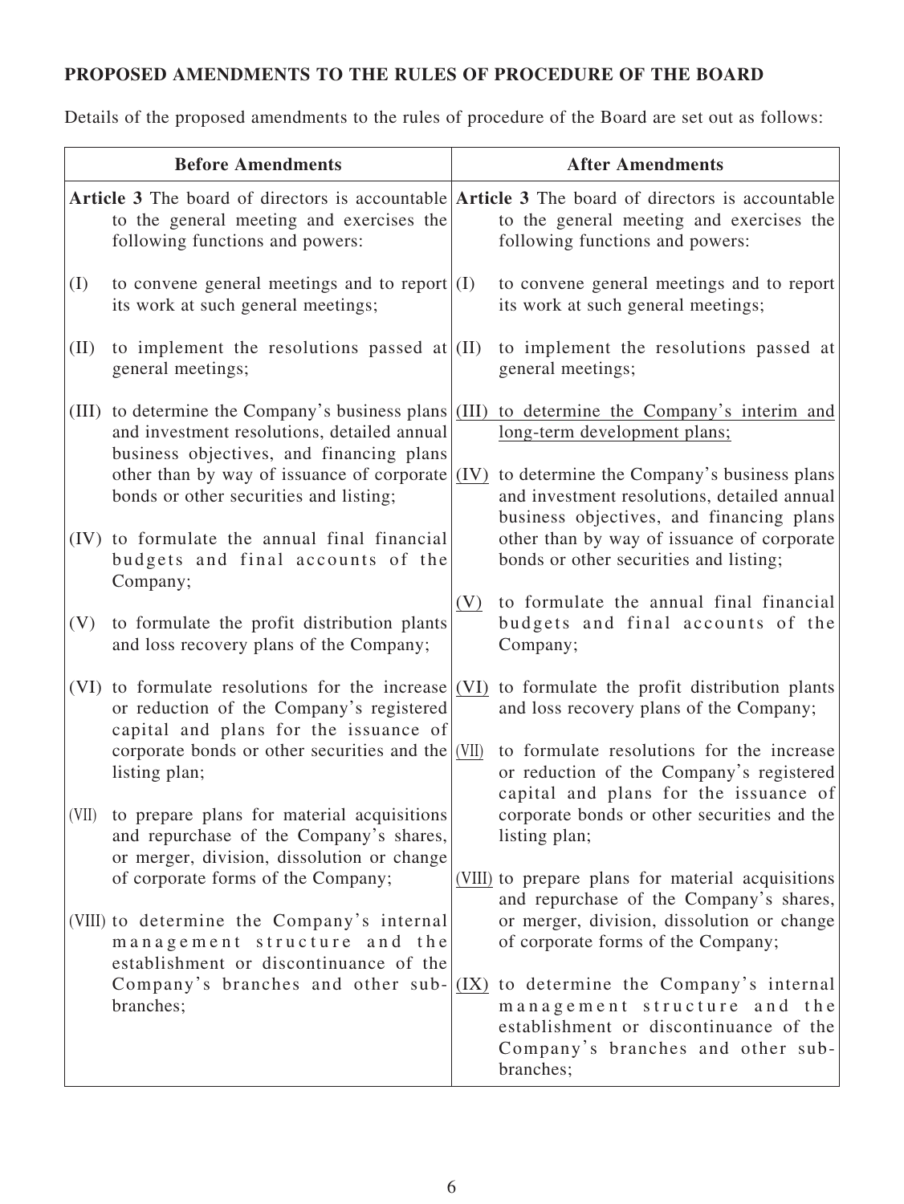**PROPOSED AMENDMENTS TO THE RULES OF PROCEDURE OF THE BOARD**

Details of the proposed amendments to the rules of procedure of the Board are set out as follows:

| Before Amendments | After Amendments |
|---|---|
| **Article 3** The board of directors is accountable to the general meeting and exercises the following functions and powers:<br><br>(I) to convene general meetings and to report its work at such general meetings;<br><br>(II) to implement the resolutions passed at general meetings;<br><br>(III) to determine the Company's business plans and investment resolutions, detailed annual business objectives, and financing plans other than by way of issuance of corporate bonds or other securities and listing;<br><br>(IV) to formulate the annual final financial budgets and final accounts of the Company;<br><br>(V) to formulate the profit distribution plants and loss recovery plans of the Company;<br><br>(VI) to formulate resolutions for the increase or reduction of the Company's registered capital and plans for the issuance of corporate bonds or other securities and the listing plan;<br><br>(VII) to prepare plans for material acquisitions and repurchase of the Company's shares, or merger, division, dissolution or change of corporate forms of the Company;<br><br>(VIII) to determine the Company's internal management structure and the establishment or discontinuance of the Company's branches and other sub-branches; | **Article 3** The board of directors is accountable to the general meeting and exercises the following functions and powers:<br><br>(I) to convene general meetings and to report its work at such general meetings;<br><br>(II) to implement the resolutions passed at general meetings;<br><br><u>(III) to determine the Company's interim and long-term development plans;</u><br><br><u>(IV)</u> to determine the Company's business plans and investment resolutions, detailed annual business objectives, and financing plans other than by way of issuance of corporate bonds or other securities and listing;<br><br><u>(V)</u> to formulate the annual final financial budgets and final accounts of the Company;<br><br><u>(VI)</u> to formulate the profit distribution plants and loss recovery plans of the Company;<br><br><u>(VII)</u> to formulate resolutions for the increase or reduction of the Company's registered capital and plans for the issuance of corporate bonds or other securities and the listing plan;<br><br><u>(VIII)</u> to prepare plans for material acquisitions and repurchase of the Company's shares, or merger, division, dissolution or change of corporate forms of the Company;<br><br><u>(IX)</u> to determine the Company's internal management structure and the establishment or discontinuance of the Company's branches and other sub-branches; |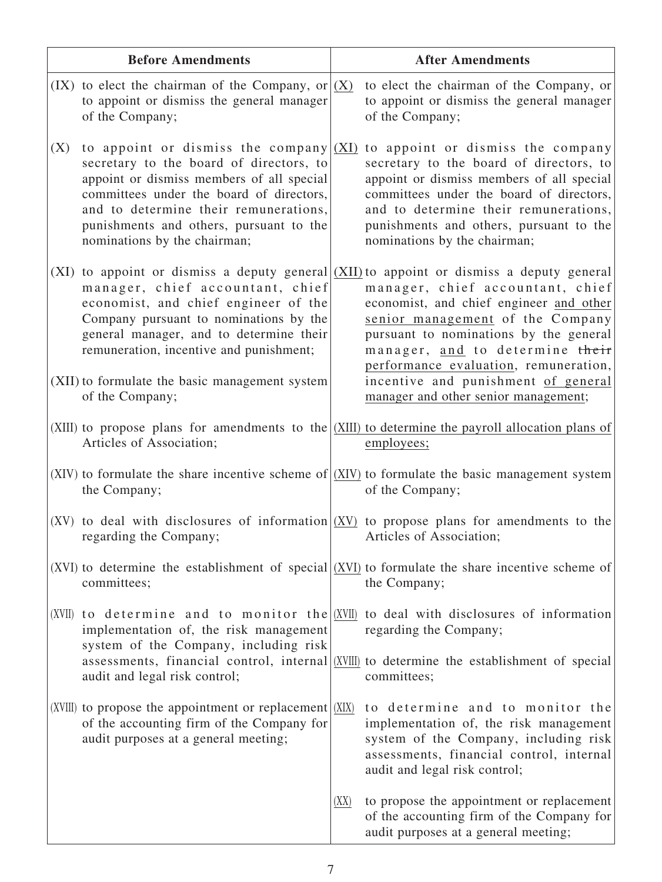| Before Amendments | After Amendments |
|---|---|
| (IX) to elect the chairman of the Company, or to appoint or dismiss the general manager of the Company; | <u>(X)</u> to elect the chairman of the Company, or to appoint or dismiss the general manager of the Company; |
| (X) to appoint or dismiss the company secretary to the board of directors, to appoint or dismiss members of all special committees under the board of directors, and to determine their remunerations, punishments and others, pursuant to the nominations by the chairman; | <u>(XI)</u> to appoint or dismiss the company secretary to the board of directors, to appoint or dismiss members of all special committees under the board of directors, and to determine their remunerations, punishments and others, pursuant to the nominations by the chairman; |
| (XI) to appoint or dismiss a deputy general manager, chief accountant, chief economist, and chief engineer of the Company pursuant to nominations by the general manager, and to determine their remuneration, incentive and punishment;<br><br>(XII) to formulate the basic management system of the Company; | <u>(XII)</u> to appoint or dismiss a deputy general manager, chief accountant, chief economist, and chief engineer <u>and other senior management</u> of the Company pursuant to nominations by the general manager, <u>and</u> to determine ~~their~~ <u>performance evaluation</u>, remuneration, incentive and punishment <u>of general manager and other senior management</u>; |
| (XIII) to propose plans for amendments to the Articles of Association; | <u>(XIII) to determine the payroll allocation plans of employees;</u> |
| (XIV) to formulate the share incentive scheme of the Company; | <u>(XIV)</u> to formulate the basic management system of the Company; |
| (XV) to deal with disclosures of information regarding the Company; | <u>(XV)</u> to propose plans for amendments to the Articles of Association; |
| (XVI) to determine the establishment of special committees; | <u>(XVI)</u> to formulate the share incentive scheme of the Company; |
| (XVII) to determine and to monitor the implementation of, the risk management system of the Company, including risk assessments, financial control, internal audit and legal risk control; | <u>(XVII)</u> to deal with disclosures of information regarding the Company;<br><br><u>(XVIII)</u> to determine the establishment of special committees; |
| (XVIII) to propose the appointment or replacement of the accounting firm of the Company for audit purposes at a general meeting; | <u>(XIX)</u> to determine and to monitor the implementation of, the risk management system of the Company, including risk assessments, financial control, internal audit and legal risk control;<br><br><u>(XX)</u> to propose the appointment or replacement of the accounting firm of the Company for audit purposes at a general meeting; |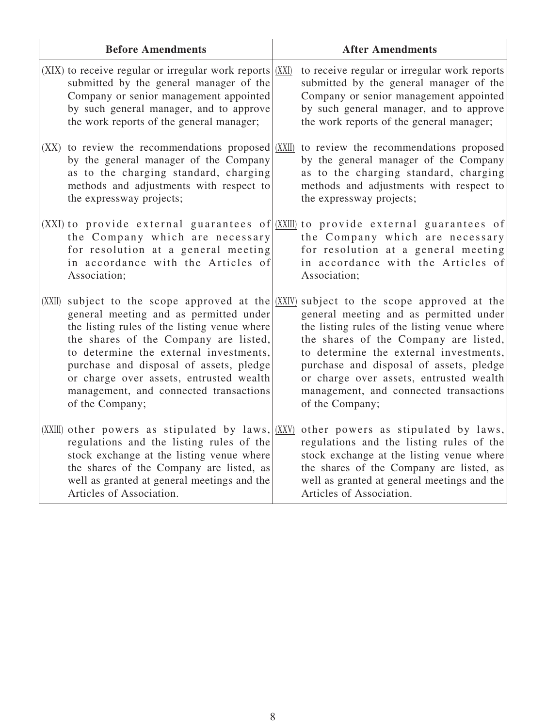| Before Amendments | After Amendments |
|---|---|
| (XIX) to receive regular or irregular work reports submitted by the general manager of the Company or senior management appointed by such general manager, and to approve the work reports of the general manager; | (XXI) to receive regular or irregular work reports submitted by the general manager of the Company or senior management appointed by such general manager, and to approve the work reports of the general manager; |
| (XX) to review the recommendations proposed by the general manager of the Company as to the charging standard, charging methods and adjustments with respect to the expressway projects; | (XXII) to review the recommendations proposed by the general manager of the Company as to the charging standard, charging methods and adjustments with respect to the expressway projects; |
| (XXI) to provide external guarantees of the Company which are necessary for resolution at a general meeting in accordance with the Articles of Association; | (XXIII) to provide external guarantees of the Company which are necessary for resolution at a general meeting in accordance with the Articles of Association; |
| (XXII) subject to the scope approved at the general meeting and as permitted under the listing rules of the listing venue where the shares of the Company are listed, to determine the external investments, purchase and disposal of assets, pledge or charge over assets, entrusted wealth management, and connected transactions of the Company; | (XXIV) subject to the scope approved at the general meeting and as permitted under the listing rules of the listing venue where the shares of the Company are listed, to determine the external investments, purchase and disposal of assets, pledge or charge over assets, entrusted wealth management, and connected transactions of the Company; |
| (XXIII) other powers as stipulated by laws, regulations and the listing rules of the stock exchange at the listing venue where the shares of the Company are listed, as well as granted at general meetings and the Articles of Association. | (XXV) other powers as stipulated by laws, regulations and the listing rules of the stock exchange at the listing venue where the shares of the Company are listed, as well as granted at general meetings and the Articles of Association. |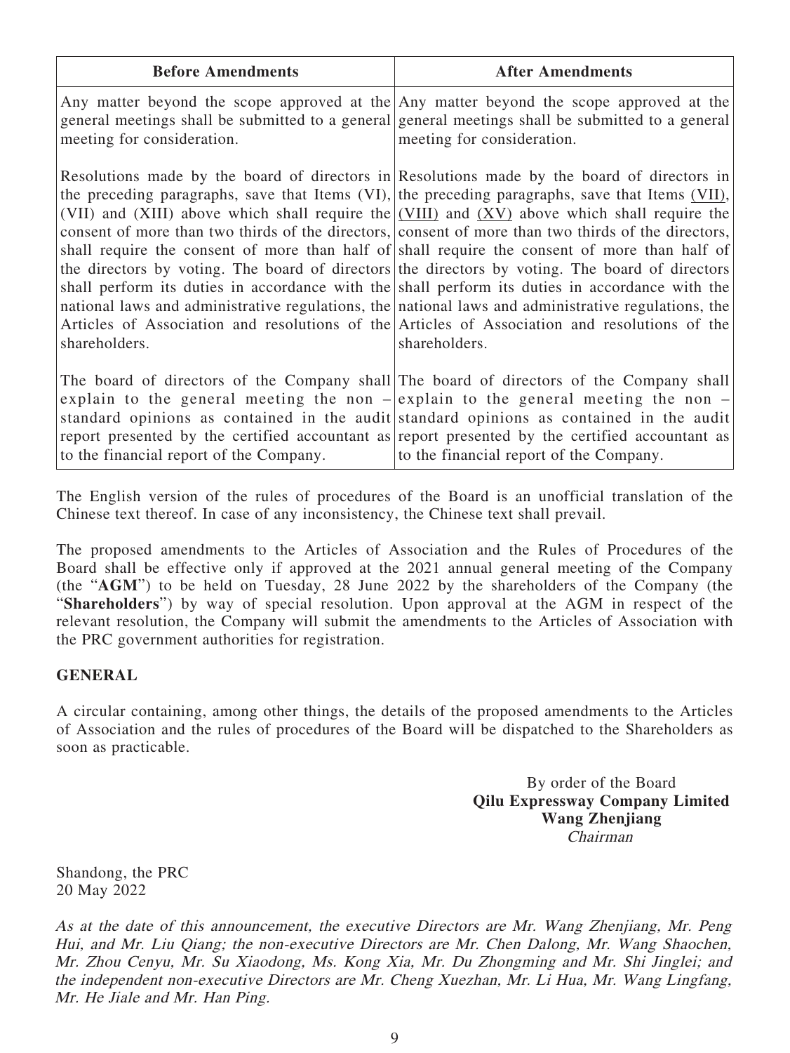| Before Amendments | After Amendments |
|---|---|
| Any matter beyond the scope approved at the general meetings shall be submitted to a general meeting for consideration. | Any matter beyond the scope approved at the general meetings shall be submitted to a general meeting for consideration. |
| Resolutions made by the board of directors in the preceding paragraphs, save that Items (VI), (VII) and (XIII) above which shall require the consent of more than two thirds of the directors, shall require the consent of more than half of the directors by voting. The board of directors shall perform its duties in accordance with the national laws and administrative regulations, the Articles of Association and resolutions of the shareholders. | Resolutions made by the board of directors in the preceding paragraphs, save that Items (VII), (VIII) and (XV) above which shall require the consent of more than two thirds of the directors, shall require the consent of more than half of the directors by voting. The board of directors shall perform its duties in accordance with the national laws and administrative regulations, the Articles of Association and resolutions of the shareholders. |
| The board of directors of the Company shall explain to the general meeting the non – standard opinions as contained in the audit report presented by the certified accountant as to the financial report of the Company. | The board of directors of the Company shall explain to the general meeting the non – standard opinions as contained in the audit report presented by the certified accountant as to the financial report of the Company. |

The English version of the rules of procedures of the Board is an unofficial translation of the Chinese text thereof. In case of any inconsistency, the Chinese text shall prevail.

The proposed amendments to the Articles of Association and the Rules of Procedures of the Board shall be effective only if approved at the 2021 annual general meeting of the Company (the "**AGM**") to be held on Tuesday, 28 June 2022 by the shareholders of the Company (the "**Shareholders**") by way of special resolution. Upon approval at the AGM in respect of the relevant resolution, the Company will submit the amendments to the Articles of Association with the PRC government authorities for registration.

## GENERAL

A circular containing, among other things, the details of the proposed amendments to the Articles of Association and the rules of procedures of the Board will be dispatched to the Shareholders as soon as practicable.

By order of the Board
**Qilu Expressway Company Limited**
**Wang Zhenjiang**
*Chairman*

Shandong, the PRC
20 May 2022

*As at the date of this announcement, the executive Directors are Mr. Wang Zhenjiang, Mr. Peng Hui, and Mr. Liu Qiang; the non-executive Directors are Mr. Chen Dalong, Mr. Wang Shaochen, Mr. Zhou Cenyu, Mr. Su Xiaodong, Ms. Kong Xia, Mr. Du Zhongming and Mr. Shi Jinglei; and the independent non-executive Directors are Mr. Cheng Xuezhan, Mr. Li Hua, Mr. Wang Lingfang, Mr. He Jiale and Mr. Han Ping.*